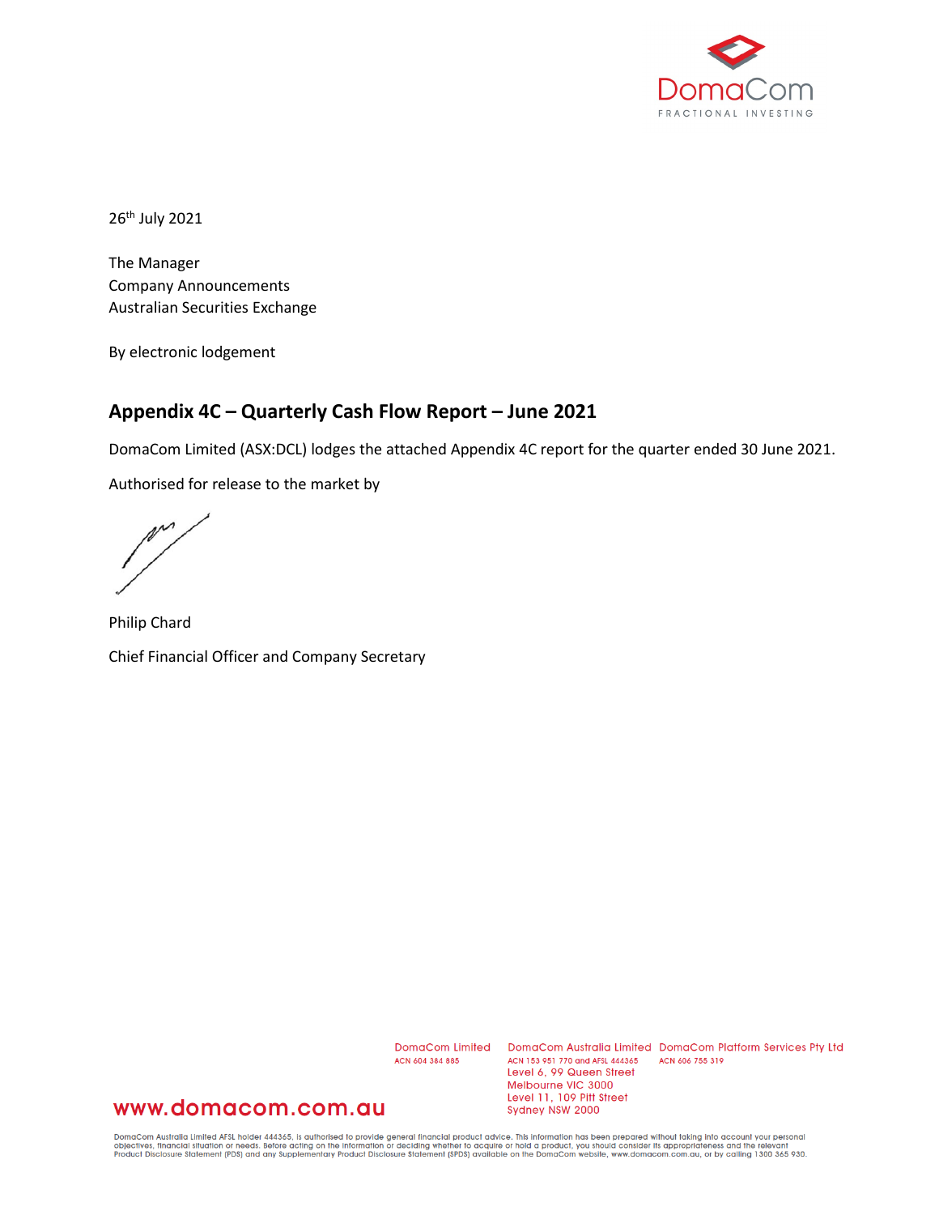DomaCom
FRACTIONAL INVESTING

26th July 2021

The Manager
Company Announcements
Australian Securities Exchange

By electronic lodgement

## Appendix 4C – Quarterly Cash Flow Report – June 2021

DomaCom Limited (ASX:DCL) lodges the attached Appendix 4C report for the quarter ended 30 June 2021.

Authorised for release to the market by

Philip Chard

Chief Financial Officer and Company Secretary

DomaCom Limited
ACN 604 384 885

DomaCom Australia Limited
ACN 153 951 770 and AFSL 444365
Level 6, 99 Queen Street
Melbourne VIC 3000
Level 11, 109 Pitt Street
Sydney NSW 2000

DomaCom Platform Services Pty Ltd
ACN 606 755 319

www.domacom.com.au

DomaCom Australia Limited AFSL holder 444365, is authorised to provide general financial product advice. This information has been prepared without taking into account your personal objectives, financial situation or needs. Before acting on the information or deciding whether to acquire or hold a product, you should consider its appropriateness and the relevant Product Disclosure Statement (PDS) and any Supplementary Product Disclosure Statement (SPDS) available on the DomaCom website, www.domacom.com.au, or by calling 1300 365 930.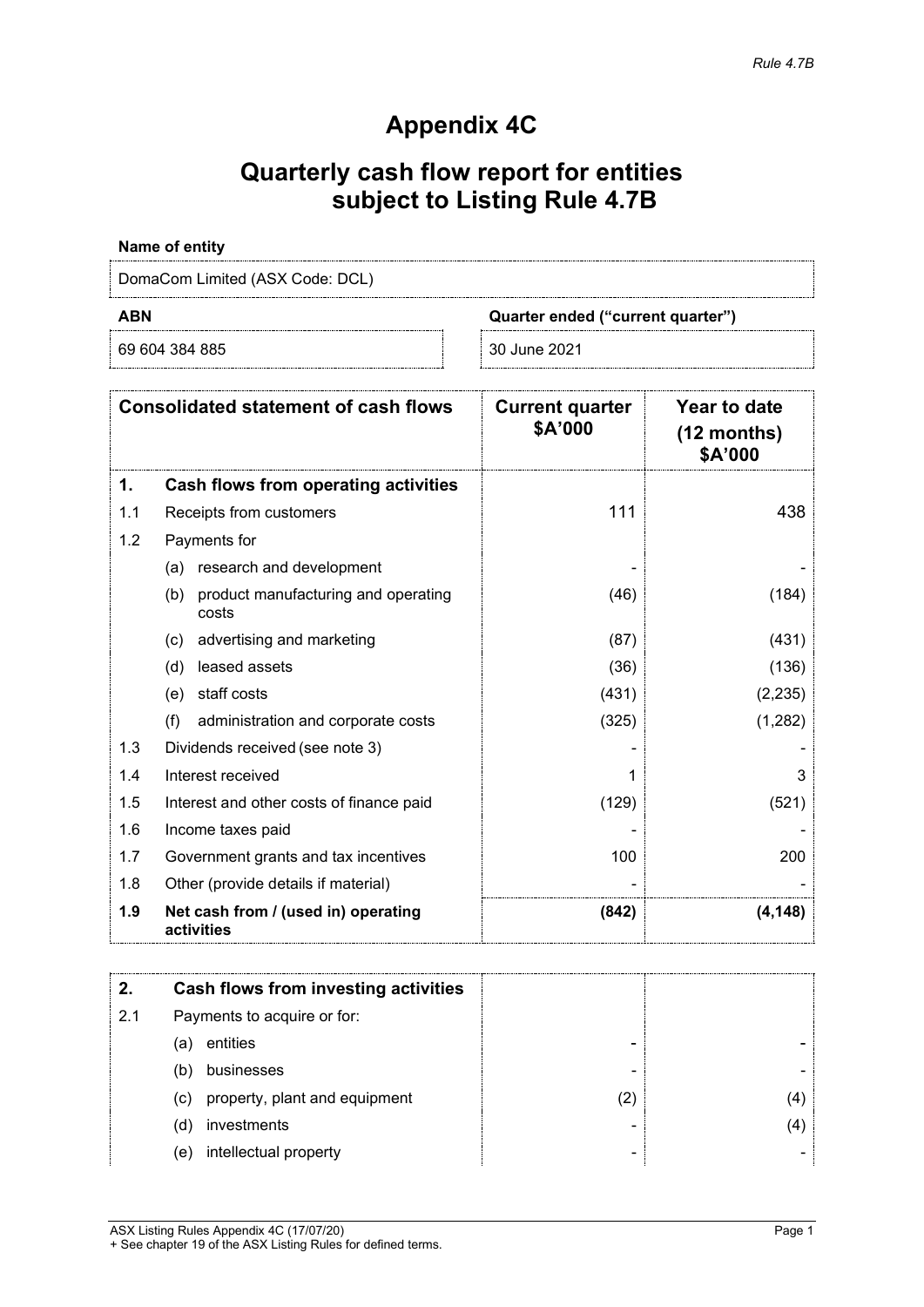*Rule 4.7B*

# Appendix 4C

## Quarterly cash flow report for entities subject to Listing Rule 4.7B

**Name of entity**

DomaCom Limited (ASX Code: DCL)

| **ABN** | **Quarter ended ("current quarter")** |
|---|---|
| 69 604 384 885 | 30 June 2021 |

| | **Consolidated statement of cash flows** | **Current quarter $A'000** | **Year to date (12 months) $A'000** |
|---|---|---|---|
| **1.** | **Cash flows from operating activities** | | |
| 1.1 | Receipts from customers | 111 | 438 |
| 1.2 | Payments for | | |
| | (a) research and development | - | - |
| | (b) product manufacturing and operating costs | (46) | (184) |
| | (c) advertising and marketing | (87) | (431) |
| | (d) leased assets | (36) | (136) |
| | (e) staff costs | (431) | (2,235) |
| | (f) administration and corporate costs | (325) | (1,282) |
| 1.3 | Dividends received (see note 3) | - | - |
| 1.4 | Interest received | 1 | 3 |
| 1.5 | Interest and other costs of finance paid | (129) | (521) |
| 1.6 | Income taxes paid | - | - |
| 1.7 | Government grants and tax incentives | 100 | 200 |
| 1.8 | Other (provide details if material) | - | - |
| **1.9** | **Net cash from / (used in) operating activities** | **(842)** | **(4,148)** |

| | | | |
|---|---|---|---|
| **2.** | **Cash flows from investing activities** | | |
| 2.1 | Payments to acquire or for: | | |
| | (a) entities | - | - |
| | (b) businesses | - | - |
| | (c) property, plant and equipment | (2) | (4) |
| | (d) investments | - | (4) |
| | (e) intellectual property | - | - |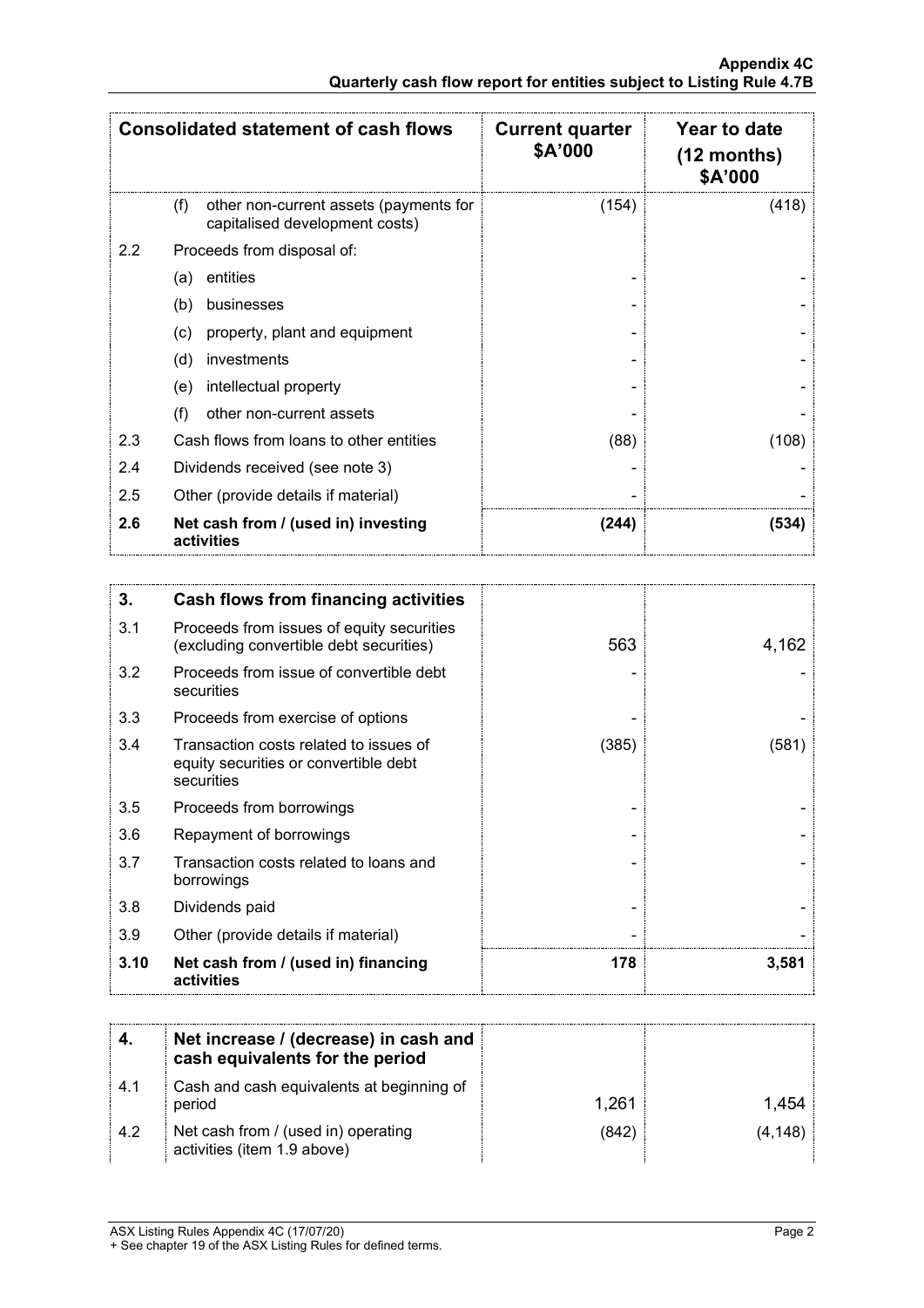| Consolidated statement of cash flows | | Current quarter $A'000 | Year to date (12 months) $A'000 |
|---|---|---|---|
| | (f) other non-current assets (payments for capitalised development costs) | (154) | (418) |
| 2.2 | Proceeds from disposal of: | | |
| | (a) entities | - | - |
| | (b) businesses | - | - |
| | (c) property, plant and equipment | - | - |
| | (d) investments | - | - |
| | (e) intellectual property | - | - |
| | (f) other non-current assets | - | - |
| 2.3 | Cash flows from loans to other entities | (88) | (108) |
| 2.4 | Dividends received (see note 3) | - | - |
| 2.5 | Other (provide details if material) | - | - |
| **2.6** | **Net cash from / (used in) investing activities** | **(244)** | **(534)** |

| | | | |
|---|---|---|---|
| **3.** | **Cash flows from financing activities** | | |
| 3.1 | Proceeds from issues of equity securities (excluding convertible debt securities) | 563 | 4,162 |
| 3.2 | Proceeds from issue of convertible debt securities | - | - |
| 3.3 | Proceeds from exercise of options | - | - |
| 3.4 | Transaction costs related to issues of equity securities or convertible debt securities | (385) | (581) |
| 3.5 | Proceeds from borrowings | - | - |
| 3.6 | Repayment of borrowings | - | - |
| 3.7 | Transaction costs related to loans and borrowings | - | - |
| 3.8 | Dividends paid | - | - |
| 3.9 | Other (provide details if material) | - | - |
| **3.10** | **Net cash from / (used in) financing activities** | **178** | **3,581** |

| | | | |
|---|---|---|---|
| **4.** | **Net increase / (decrease) in cash and cash equivalents for the period** | | |
| 4.1 | Cash and cash equivalents at beginning of period | 1,261 | 1,454 |
| 4.2 | Net cash from / (used in) operating activities (item 1.9 above) | (842) | (4,148) |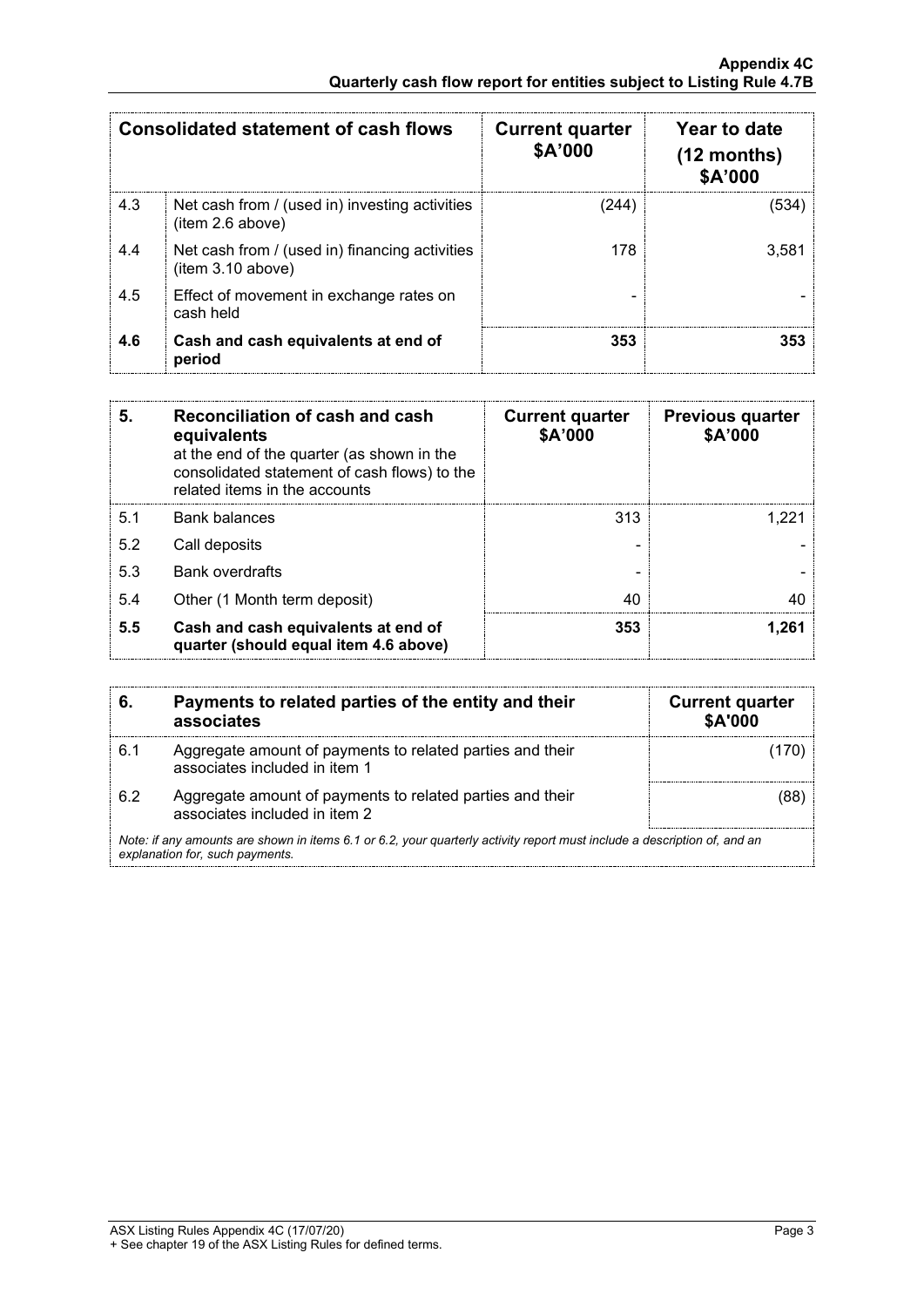| Consolidated statement of cash flows | | Current quarter \$A'000 | Year to date (12 months) \$A'000 |
|---|---|---|---|
| 4.3 | Net cash from / (used in) investing activities (item 2.6 above) | (244) | (534) |
| 4.4 | Net cash from / (used in) financing activities (item 3.10 above) | 178 | 3,581 |
| 4.5 | Effect of movement in exchange rates on cash held | - | - |
| **4.6** | **Cash and cash equivalents at end of period** | **353** | **353** |

| **5.** | **Reconciliation of cash and cash equivalents** at the end of the quarter (as shown in the consolidated statement of cash flows) to the related items in the accounts | **Current quarter \$A'000** | **Previous quarter \$A'000** |
|---|---|---|---|
| 5.1 | Bank balances | 313 | 1,221 |
| 5.2 | Call deposits | - | - |
| 5.3 | Bank overdrafts | - | - |
| 5.4 | Other (1 Month term deposit) | 40 | 40 |
| **5.5** | **Cash and cash equivalents at end of quarter (should equal item 4.6 above)** | **353** | **1,261** |

| **6.** | **Payments to related parties of the entity and their associates** | **Current quarter \$A'000** |
|---|---|---|
| 6.1 | Aggregate amount of payments to related parties and their associates included in item 1 | (170) |
| 6.2 | Aggregate amount of payments to related parties and their associates included in item 2 | (88) |

*Note: if any amounts are shown in items 6.1 or 6.2, your quarterly activity report must include a description of, and an explanation for, such payments.*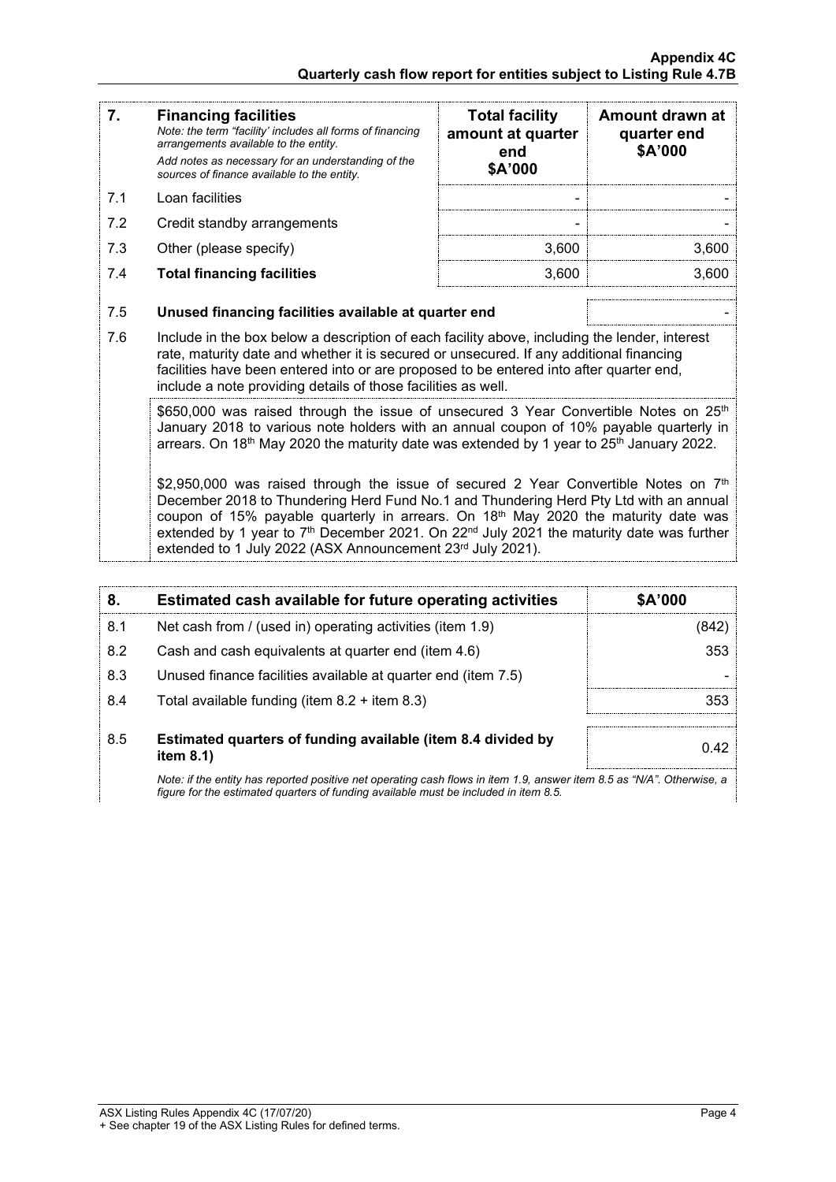| 7. | **Financing facilities** *Note: the term "facility' includes all forms of financing arrangements available to the entity.* *Add notes as necessary for an understanding of the sources of finance available to the entity.* | **Total facility amount at quarter end $A'000** | **Amount drawn at quarter end $A'000** |
|---|---|---|---|
| 7.1 | Loan facilities | - | - |
| 7.2 | Credit standby arrangements | - | - |
| 7.3 | Other (please specify) | 3,600 | 3,600 |
| 7.4 | **Total financing facilities** | 3,600 | 3,600 |

| | | |
|---|---|---|
| 7.5 | **Unused financing facilities available at quarter end** | - |

7.6 Include in the box below a description of each facility above, including the lender, interest rate, maturity date and whether it is secured or unsecured. If any additional financing facilities have been entered into or are proposed to be entered into after quarter end, include a note providing details of those facilities as well.

$650,000 was raised through the issue of unsecured 3 Year Convertible Notes on 25th January 2018 to various note holders with an annual coupon of 10% payable quarterly in arrears. On 18th May 2020 the maturity date was extended by 1 year to 25th January 2022.

$2,950,000 was raised through the issue of secured 2 Year Convertible Notes on 7th December 2018 to Thundering Herd Fund No.1 and Thundering Herd Pty Ltd with an annual coupon of 15% payable quarterly in arrears. On 18th May 2020 the maturity date was extended by 1 year to 7th December 2021. On 22nd July 2021 the maturity date was further extended to 1 July 2022 (ASX Announcement 23rd July 2021).

| 8. | **Estimated cash available for future operating activities** | **$A'000** |
|---|---|---|
| 8.1 | Net cash from / (used in) operating activities (item 1.9) | (842) |
| 8.2 | Cash and cash equivalents at quarter end (item 4.6) | 353 |
| 8.3 | Unused finance facilities available at quarter end (item 7.5) | - |
| 8.4 | Total available funding (item 8.2 + item 8.3) | 353 |
| 8.5 | **Estimated quarters of funding available (item 8.4 divided by item 8.1)** | 0.42 |

*Note: if the entity has reported positive net operating cash flows in item 1.9, answer item 8.5 as "N/A". Otherwise, a figure for the estimated quarters of funding available must be included in item 8.5.*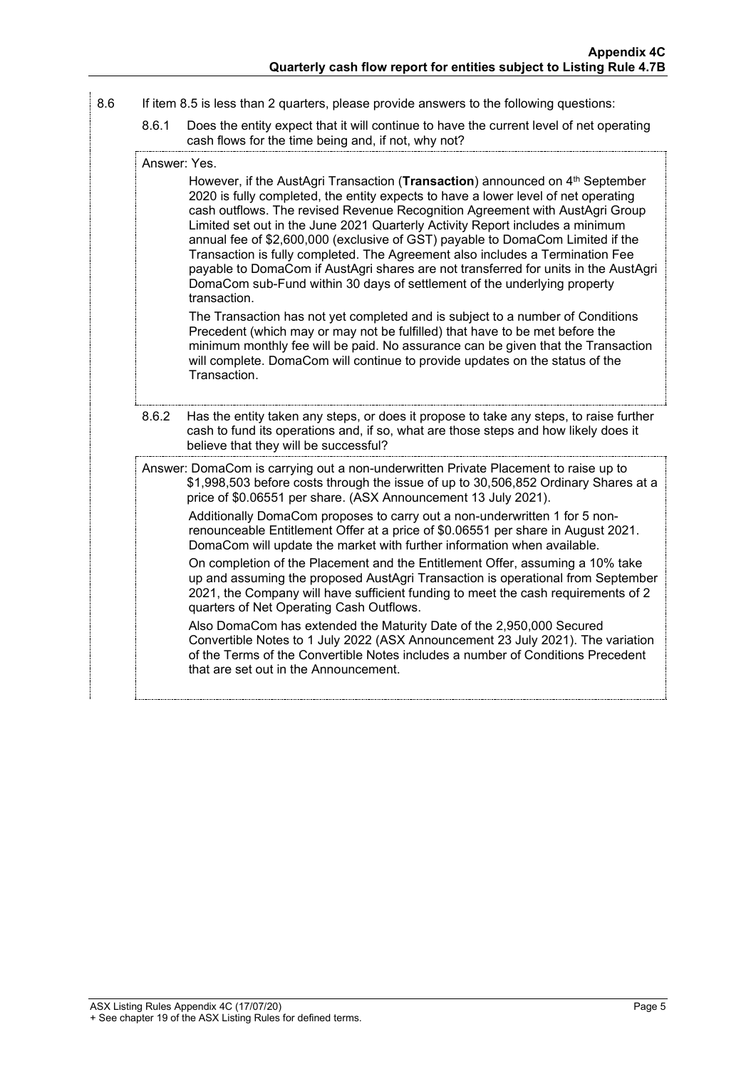8.6 If item 8.5 is less than 2 quarters, please provide answers to the following questions:

8.6.1 Does the entity expect that it will continue to have the current level of net operating cash flows for the time being and, if not, why not?

Answer: Yes.

However, if the AustAgri Transaction (**Transaction**) announced on 4th September 2020 is fully completed, the entity expects to have a lower level of net operating cash outflows. The revised Revenue Recognition Agreement with AustAgri Group Limited set out in the June 2021 Quarterly Activity Report includes a minimum annual fee of $2,600,000 (exclusive of GST) payable to DomaCom Limited if the Transaction is fully completed. The Agreement also includes a Termination Fee payable to DomaCom if AustAgri shares are not transferred for units in the AustAgri DomaCom sub-Fund within 30 days of settlement of the underlying property transaction.

The Transaction has not yet completed and is subject to a number of Conditions Precedent (which may or may not be fulfilled) that have to be met before the minimum monthly fee will be paid. No assurance can be given that the Transaction will complete. DomaCom will continue to provide updates on the status of the Transaction.

8.6.2 Has the entity taken any steps, or does it propose to take any steps, to raise further cash to fund its operations and, if so, what are those steps and how likely does it believe that they will be successful?

Answer: DomaCom is carrying out a non-underwritten Private Placement to raise up to $1,998,503 before costs through the issue of up to 30,506,852 Ordinary Shares at a price of $0.06551 per share. (ASX Announcement 13 July 2021).

Additionally DomaCom proposes to carry out a non-underwritten 1 for 5 non-renounceable Entitlement Offer at a price of $0.06551 per share in August 2021. DomaCom will update the market with further information when available.

On completion of the Placement and the Entitlement Offer, assuming a 10% take up and assuming the proposed AustAgri Transaction is operational from September 2021, the Company will have sufficient funding to meet the cash requirements of 2 quarters of Net Operating Cash Outflows.

Also DomaCom has extended the Maturity Date of the 2,950,000 Secured Convertible Notes to 1 July 2022 (ASX Announcement 23 July 2021). The variation of the Terms of the Convertible Notes includes a number of Conditions Precedent that are set out in the Announcement.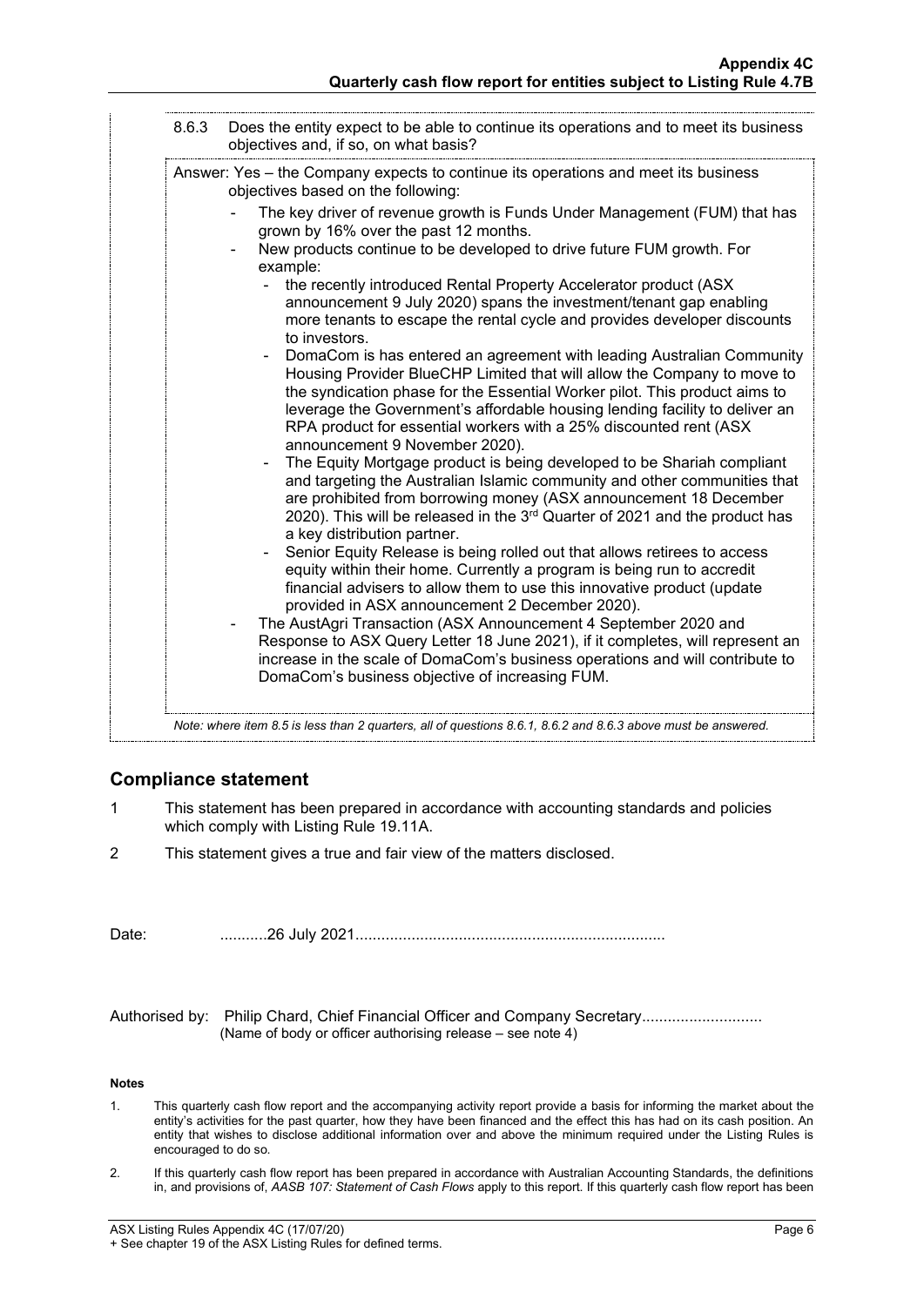8.6.3 Does the entity expect to be able to continue its operations and to meet its business objectives and, if so, on what basis?

Answer: Yes – the Company expects to continue its operations and meet its business objectives based on the following:

- The key driver of revenue growth is Funds Under Management (FUM) that has grown by 16% over the past 12 months.
- New products continue to be developed to drive future FUM growth. For example:
  - the recently introduced Rental Property Accelerator product (ASX announcement 9 July 2020) spans the investment/tenant gap enabling more tenants to escape the rental cycle and provides developer discounts to investors.
  - DomaCom is has entered an agreement with leading Australian Community Housing Provider BlueCHP Limited that will allow the Company to move to the syndication phase for the Essential Worker pilot. This product aims to leverage the Government's affordable housing lending facility to deliver an RPA product for essential workers with a 25% discounted rent (ASX announcement 9 November 2020).
  - The Equity Mortgage product is being developed to be Shariah compliant and targeting the Australian Islamic community and other communities that are prohibited from borrowing money (ASX announcement 18 December 2020). This will be released in the 3rd Quarter of 2021 and the product has a key distribution partner.
  - Senior Equity Release is being rolled out that allows retirees to access equity within their home. Currently a program is being run to accredit financial advisers to allow them to use this innovative product (update provided in ASX announcement 2 December 2020).
- The AustAgri Transaction (ASX Announcement 4 September 2020 and Response to ASX Query Letter 18 June 2021), if it completes, will represent an increase in the scale of DomaCom's business operations and will contribute to DomaCom's business objective of increasing FUM.

*Note: where item 8.5 is less than 2 quarters, all of questions 8.6.1, 8.6.2 and 8.6.3 above must be answered.*

## Compliance statement

1. This statement has been prepared in accordance with accounting standards and policies which comply with Listing Rule 19.11A.
2. This statement gives a true and fair view of the matters disclosed.

Date: ...........26 July 2021........................................................................

Authorised by: Philip Chard, Chief Financial Officer and Company Secretary............................
(Name of body or officer authorising release – see note 4)

#### Notes

1. This quarterly cash flow report and the accompanying activity report provide a basis for informing the market about the entity's activities for the past quarter, how they have been financed and the effect this has had on its cash position. An entity that wishes to disclose additional information over and above the minimum required under the Listing Rules is encouraged to do so.
2. If this quarterly cash flow report has been prepared in accordance with Australian Accounting Standards, the definitions in, and provisions of, *AASB 107: Statement of Cash Flows* apply to this report. If this quarterly cash flow report has been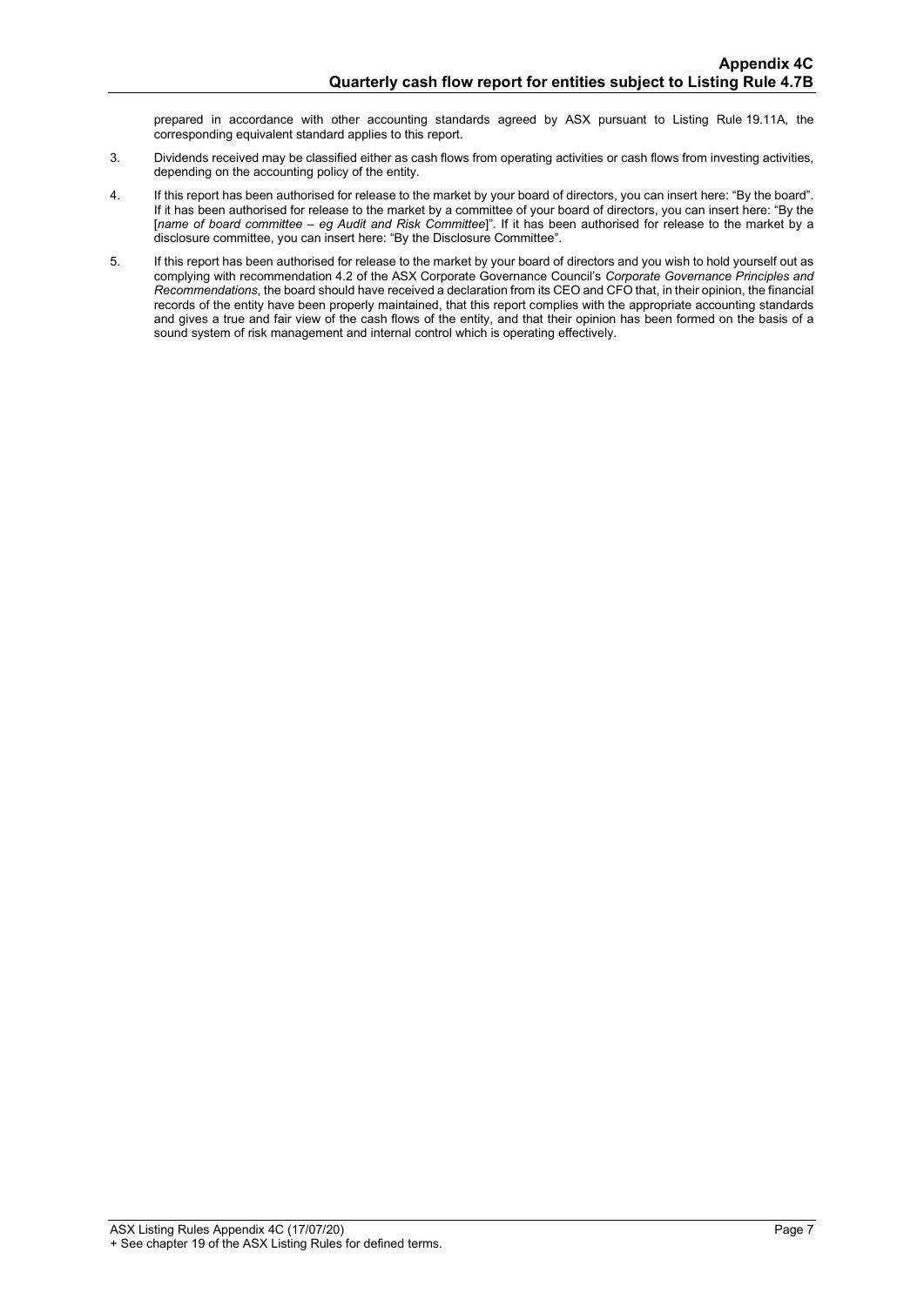prepared in accordance with other accounting standards agreed by ASX pursuant to Listing Rule 19.11A, the corresponding equivalent standard applies to this report.

3. Dividends received may be classified either as cash flows from operating activities or cash flows from investing activities, depending on the accounting policy of the entity.

4. If this report has been authorised for release to the market by your board of directors, you can insert here: "By the board". If it has been authorised for release to the market by a committee of your board of directors, you can insert here: "By the [*name of board committee – eg Audit and Risk Committee*]". If it has been authorised for release to the market by a disclosure committee, you can insert here: "By the Disclosure Committee".

5. If this report has been authorised for release to the market by your board of directors and you wish to hold yourself out as complying with recommendation 4.2 of the ASX Corporate Governance Council's *Corporate Governance Principles and Recommendations*, the board should have received a declaration from its CEO and CFO that, in their opinion, the financial records of the entity have been properly maintained, that this report complies with the appropriate accounting standards and gives a true and fair view of the cash flows of the entity, and that their opinion has been formed on the basis of a sound system of risk management and internal control which is operating effectively.